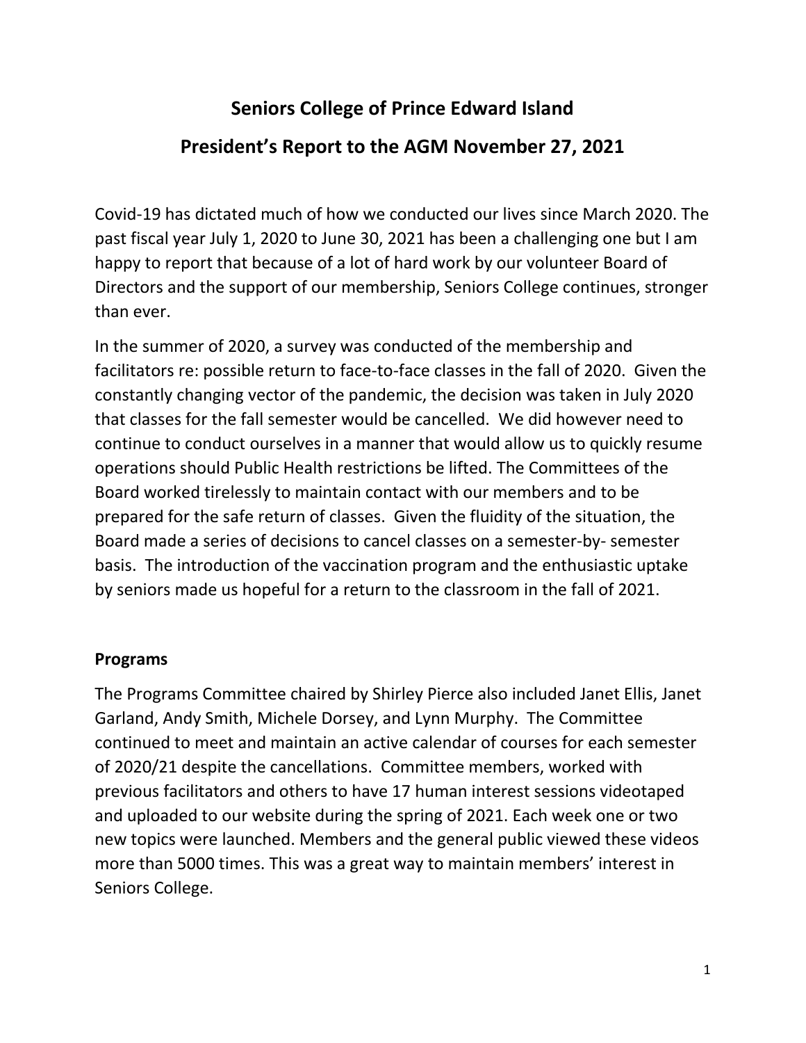# Seniors College of Prince Edward Island

# President's Report to the AGM November 27, 2021

Covid-19 has dictated much of how we conducted our lives since March 2020. The past fiscal year July 1, 2020 to June 30, 2021 has been a challenging one but I am happy to report that because of a lot of hard work by our volunteer Board of Directors and the support of our membership, Seniors College continues, stronger than ever.

In the summer of 2020, a survey was conducted of the membership and facilitators re: possible return to face-to-face classes in the fall of 2020. Given the constantly changing vector of the pandemic, the decision was taken in July 2020 that classes for the fall semester would be cancelled. We did however need to continue to conduct ourselves in a manner that would allow us to quickly resume operations should Public Health restrictions be lifted. The Committees of the Board worked tirelessly to maintain contact with our members and to be prepared for the safe return of classes. Given the fluidity of the situation, the Board made a series of decisions to cancel classes on a semester-by- semester basis. The introduction of the vaccination program and the enthusiastic uptake by seniors made us hopeful for a return to the classroom in the fall of 2021.

**Programs**

The Programs Committee chaired by Shirley Pierce also included Janet Ellis, Janet Garland, Andy Smith, Michele Dorsey, and Lynn Murphy. The Committee continued to meet and maintain an active calendar of courses for each semester of 2020/21 despite the cancellations. Committee members, worked with previous facilitators and others to have 17 human interest sessions videotaped and uploaded to our website during the spring of 2021. Each week one or two new topics were launched. Members and the general public viewed these videos more than 5000 times. This was a great way to maintain members' interest in Seniors College.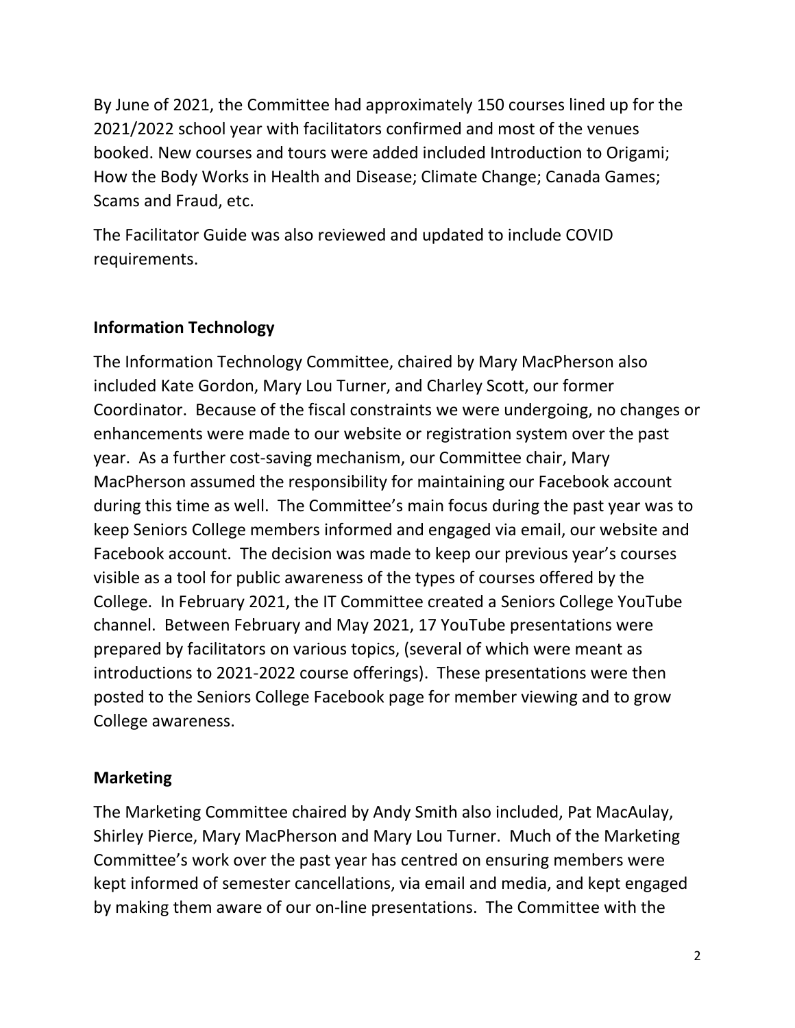By June of 2021, the Committee had approximately 150 courses lined up for the 2021/2022 school year with facilitators confirmed and most of the venues booked. New courses and tours were added included Introduction to Origami; How the Body Works in Health and Disease; Climate Change; Canada Games; Scams and Fraud, etc.

The Facilitator Guide was also reviewed and updated to include COVID requirements.

**Information Technology**

The Information Technology Committee, chaired by Mary MacPherson also included Kate Gordon, Mary Lou Turner, and Charley Scott, our former Coordinator. Because of the fiscal constraints we were undergoing, no changes or enhancements were made to our website or registration system over the past year. As a further cost-saving mechanism, our Committee chair, Mary MacPherson assumed the responsibility for maintaining our Facebook account during this time as well. The Committee's main focus during the past year was to keep Seniors College members informed and engaged via email, our website and Facebook account. The decision was made to keep our previous year's courses visible as a tool for public awareness of the types of courses offered by the College. In February 2021, the IT Committee created a Seniors College YouTube channel. Between February and May 2021, 17 YouTube presentations were prepared by facilitators on various topics, (several of which were meant as introductions to 2021-2022 course offerings). These presentations were then posted to the Seniors College Facebook page for member viewing and to grow College awareness.

**Marketing**

The Marketing Committee chaired by Andy Smith also included, Pat MacAulay, Shirley Pierce, Mary MacPherson and Mary Lou Turner. Much of the Marketing Committee's work over the past year has centred on ensuring members were kept informed of semester cancellations, via email and media, and kept engaged by making them aware of our on-line presentations. The Committee with the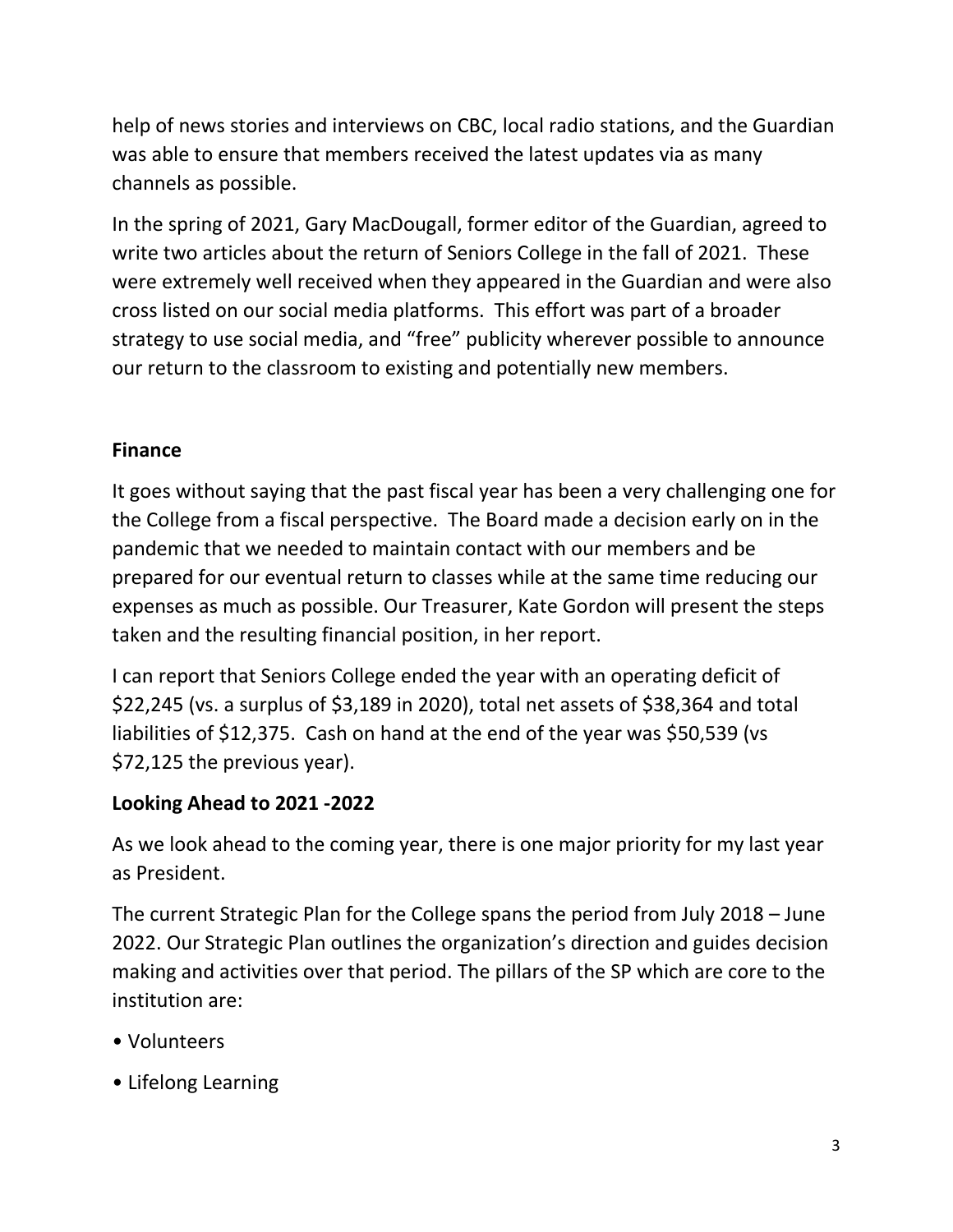help of news stories and interviews on CBC, local radio stations, and the Guardian was able to ensure that members received the latest updates via as many channels as possible.

In the spring of 2021, Gary MacDougall, former editor of the Guardian, agreed to write two articles about the return of Seniors College in the fall of 2021. These were extremely well received when they appeared in the Guardian and were also cross listed on our social media platforms. This effort was part of a broader strategy to use social media, and "free" publicity wherever possible to announce our return to the classroom to existing and potentially new members.

**Finance**

It goes without saying that the past fiscal year has been a very challenging one for the College from a fiscal perspective. The Board made a decision early on in the pandemic that we needed to maintain contact with our members and be prepared for our eventual return to classes while at the same time reducing our expenses as much as possible. Our Treasurer, Kate Gordon will present the steps taken and the resulting financial position, in her report.

I can report that Seniors College ended the year with an operating deficit of $22,245 (vs. a surplus of $3,189 in 2020), total net assets of $38,364 and total liabilities of $12,375. Cash on hand at the end of the year was $50,539 (vs $72,125 the previous year).

**Looking Ahead to 2021 -2022**

As we look ahead to the coming year, there is one major priority for my last year as President.

The current Strategic Plan for the College spans the period from July 2018 – June 2022. Our Strategic Plan outlines the organization's direction and guides decision making and activities over that period. The pillars of the SP which are core to the institution are:

- Volunteers
- Lifelong Learning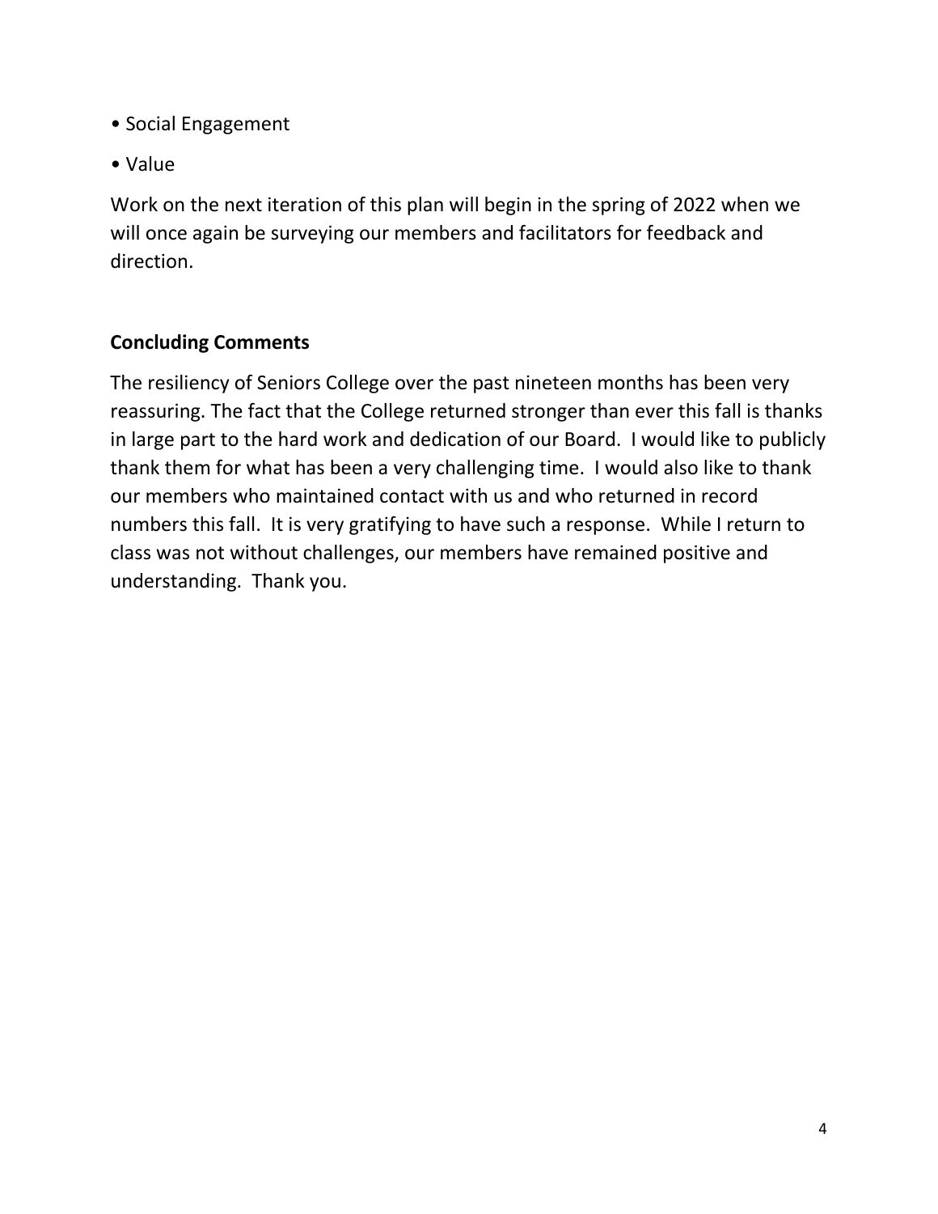• Social Engagement

• Value

Work on the next iteration of this plan will begin in the spring of 2022 when we will once again be surveying our members and facilitators for feedback and direction.

**Concluding Comments**

The resiliency of Seniors College over the past nineteen months has been very reassuring. The fact that the College returned stronger than ever this fall is thanks in large part to the hard work and dedication of our Board. I would like to publicly thank them for what has been a very challenging time. I would also like to thank our members who maintained contact with us and who returned in record numbers this fall. It is very gratifying to have such a response. While I return to class was not without challenges, our members have remained positive and understanding. Thank you.